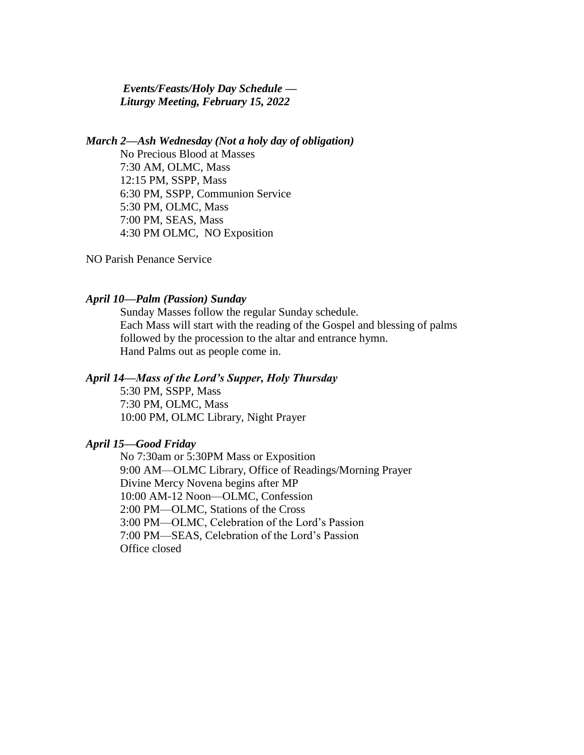***Events/Feasts/Holy Day Schedule — Liturgy Meeting, February 15, 2022***

***March 2—Ash Wednesday (Not a holy day of obligation)***

No Precious Blood at Masses
7:30 AM, OLMC, Mass
12:15 PM, SSPP, Mass
6:30 PM, SSPP, Communion Service
5:30 PM, OLMC, Mass
7:00 PM, SEAS, Mass
4:30 PM OLMC, NO Exposition

NO Parish Penance Service

***April 10—Palm (Passion) Sunday***

Sunday Masses follow the regular Sunday schedule.
Each Mass will start with the reading of the Gospel and blessing of palms followed by the procession to the altar and entrance hymn.
Hand Palms out as people come in.

***April 14—Mass of the Lord's Supper, Holy Thursday***

5:30 PM, SSPP, Mass
7:30 PM, OLMC, Mass
10:00 PM, OLMC Library, Night Prayer

***April 15—Good Friday***

No 7:30am or 5:30PM Mass or Exposition
9:00 AM—OLMC Library, Office of Readings/Morning Prayer
Divine Mercy Novena begins after MP
10:00 AM-12 Noon—OLMC, Confession
2:00 PM—OLMC, Stations of the Cross
3:00 PM—OLMC, Celebration of the Lord's Passion
7:00 PM—SEAS, Celebration of the Lord's Passion
Office closed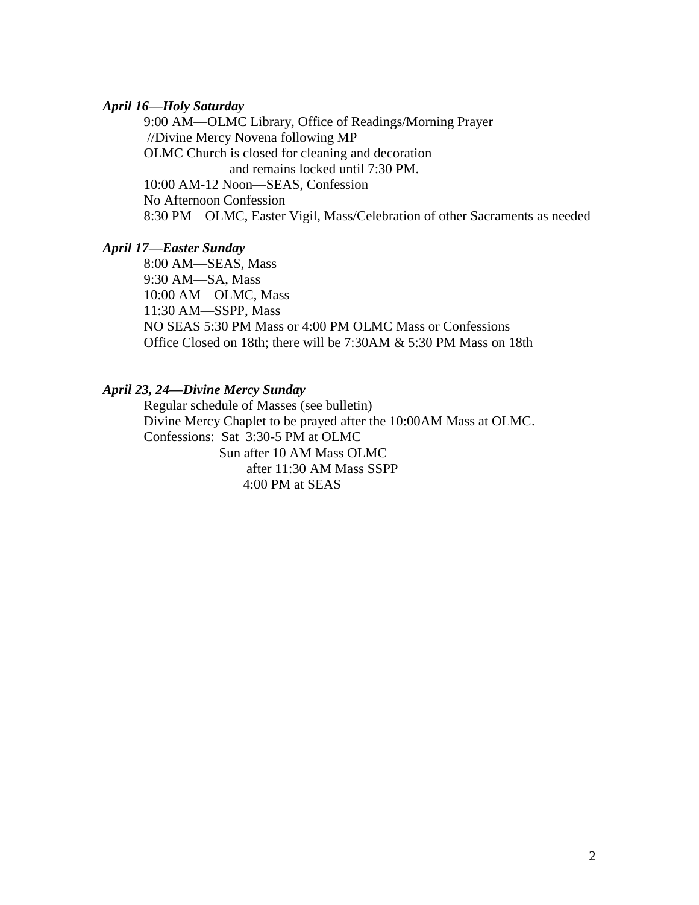***April 16—Holy Saturday***

9:00 AM—OLMC Library, Office of Readings/Morning Prayer
//Divine Mercy Novena following MP
OLMC Church is closed for cleaning and decoration
and remains locked until 7:30 PM.
10:00 AM-12 Noon—SEAS, Confession
No Afternoon Confession
8:30 PM—OLMC, Easter Vigil, Mass/Celebration of other Sacraments as needed

***April 17—Easter Sunday***

8:00 AM—SEAS, Mass
9:30 AM—SA, Mass
10:00 AM—OLMC, Mass
11:30 AM—SSPP, Mass
NO SEAS 5:30 PM Mass or 4:00 PM OLMC Mass or Confessions
Office Closed on 18th; there will be 7:30AM & 5:30 PM Mass on 18th

***April 23, 24—Divine Mercy Sunday***

Regular schedule of Masses (see bulletin)
Divine Mercy Chaplet to be prayed after the 10:00AM Mass at OLMC.
Confessions: Sat 3:30-5 PM at OLMC
Sun after 10 AM Mass OLMC
after 11:30 AM Mass SSPP
4:00 PM at SEAS